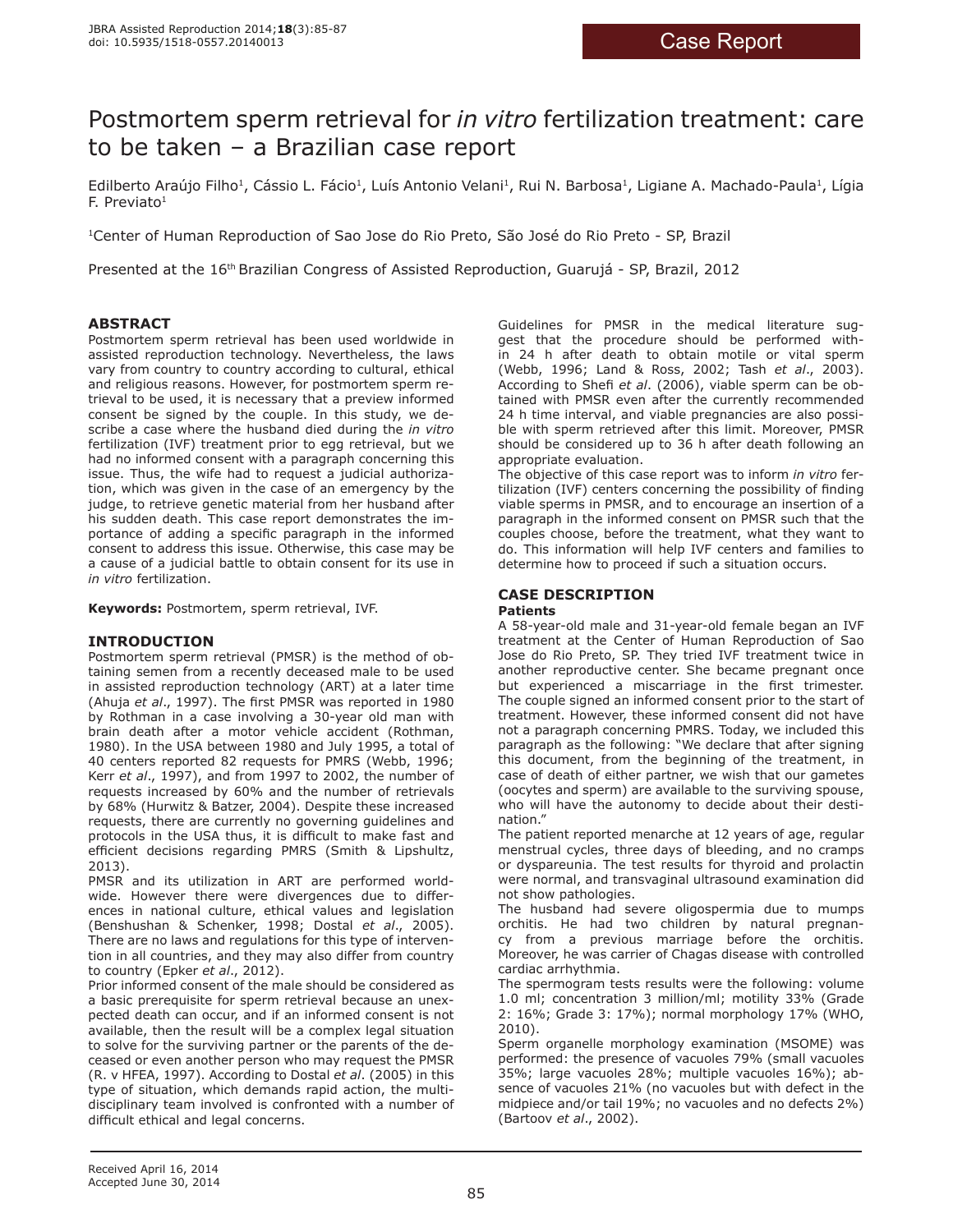Case Report

# Postmortem sperm retrieval for *in vitro* fertilization treatment: care to be taken – a Brazilian case report

Edilberto Araújo Filho[1], Cássio L. Fácio[1], Luís Antonio Velani[1], Rui N. Barbosa[1], Ligiane A. Machado-Paula[1], Lígia F. Previato[1]

[1]Center of Human Reproduction of Sao Jose do Rio Preto, São José do Rio Preto - SP, Brazil

Presented at the 16th Brazilian Congress of Assisted Reproduction, Guarujá - SP, Brazil, 2012

## ABSTRACT

Postmortem sperm retrieval has been used worldwide in assisted reproduction technology. Nevertheless, the laws vary from country to country according to cultural, ethical and religious reasons. However, for postmortem sperm retrieval to be used, it is necessary that a preview informed consent be signed by the couple. In this study, we describe a case where the husband died during the *in vitro* fertilization (IVF) treatment prior to egg retrieval, but we had no informed consent with a paragraph concerning this issue. Thus, the wife had to request a judicial authorization, which was given in the case of an emergency by the judge, to retrieve genetic material from her husband after his sudden death. This case report demonstrates the importance of adding a specific paragraph in the informed consent to address this issue. Otherwise, this case may be a cause of a judicial battle to obtain consent for its use in *in vitro* fertilization.

**Keywords:** Postmortem, sperm retrieval, IVF.

## INTRODUCTION

Postmortem sperm retrieval (PMSR) is the method of obtaining semen from a recently deceased male to be used in assisted reproduction technology (ART) at a later time (Ahuja *et al*., 1997). The first PMSR was reported in 1980 by Rothman in a case involving a 30-year old man with brain death after a motor vehicle accident (Rothman, 1980). In the USA between 1980 and July 1995, a total of 40 centers reported 82 requests for PMRS (Webb, 1996; Kerr *et al*., 1997), and from 1997 to 2002, the number of requests increased by 60% and the number of retrievals by 68% (Hurwitz & Batzer, 2004). Despite these increased requests, there are currently no governing guidelines and protocols in the USA thus, it is difficult to make fast and efficient decisions regarding PMRS (Smith & Lipshultz, 2013).

PMSR and its utilization in ART are performed worldwide. However there were divergences due to differences in national culture, ethical values and legislation (Benshushan & Schenker, 1998; Dostal *et al*., 2005). There are no laws and regulations for this type of intervention in all countries, and they may also differ from country to country (Epker *et al*., 2012).

Prior informed consent of the male should be considered as a basic prerequisite for sperm retrieval because an unexpected death can occur, and if an informed consent is not available, then the result will be a complex legal situation to solve for the surviving partner or the parents of the deceased or even another person who may request the PMSR (R. v HFEA, 1997). According to Dostal *et al*. (2005) in this type of situation, which demands rapid action, the multidisciplinary team involved is confronted with a number of difficult ethical and legal concerns.

Guidelines for PMSR in the medical literature suggest that the procedure should be performed within 24 h after death to obtain motile or vital sperm (Webb, 1996; Land & Ross, 2002; Tash *et al*., 2003). According to Shefi *et al*. (2006), viable sperm can be obtained with PMSR even after the currently recommended 24 h time interval, and viable pregnancies are also possible with sperm retrieved after this limit. Moreover, PMSR should be considered up to 36 h after death following an appropriate evaluation.

The objective of this case report was to inform *in vitro* fertilization (IVF) centers concerning the possibility of finding viable sperms in PMSR, and to encourage an insertion of a paragraph in the informed consent on PMSR such that the couples choose, before the treatment, what they want to do. This information will help IVF centers and families to determine how to proceed if such a situation occurs.

## CASE DESCRIPTION

### Patients

A 58-year-old male and 31-year-old female began an IVF treatment at the Center of Human Reproduction of Sao Jose do Rio Preto, SP. They tried IVF treatment twice in another reproductive center. She became pregnant once but experienced a miscarriage in the first trimester. The couple signed an informed consent prior to the start of treatment. However, these informed consent did not have not a paragraph concerning PMRS. Today, we included this paragraph as the following: "We declare that after signing this document, from the beginning of the treatment, in case of death of either partner, we wish that our gametes (oocytes and sperm) are available to the surviving spouse, who will have the autonomy to decide about their destination."

The patient reported menarche at 12 years of age, regular menstrual cycles, three days of bleeding, and no cramps or dyspareunia. The test results for thyroid and prolactin were normal, and transvaginal ultrasound examination did not show pathologies.

The husband had severe oligospermia due to mumps orchitis. He had two children by natural pregnancy from a previous marriage before the orchitis. Moreover, he was carrier of Chagas disease with controlled cardiac arrhythmia.

The spermogram tests results were the following: volume 1.0 ml; concentration 3 million/ml; motility 33% (Grade 2: 16%; Grade 3: 17%); normal morphology 17% (WHO, 2010).

Sperm organelle morphology examination (MSOME) was performed: the presence of vacuoles 79% (small vacuoles 35%; large vacuoles 28%; multiple vacuoles 16%); absence of vacuoles 21% (no vacuoles but with defect in the midpiece and/or tail 19%; no vacuoles and no defects 2%) (Bartoov *et al*., 2002).

Received April 16, 2014
Accepted June 30, 2014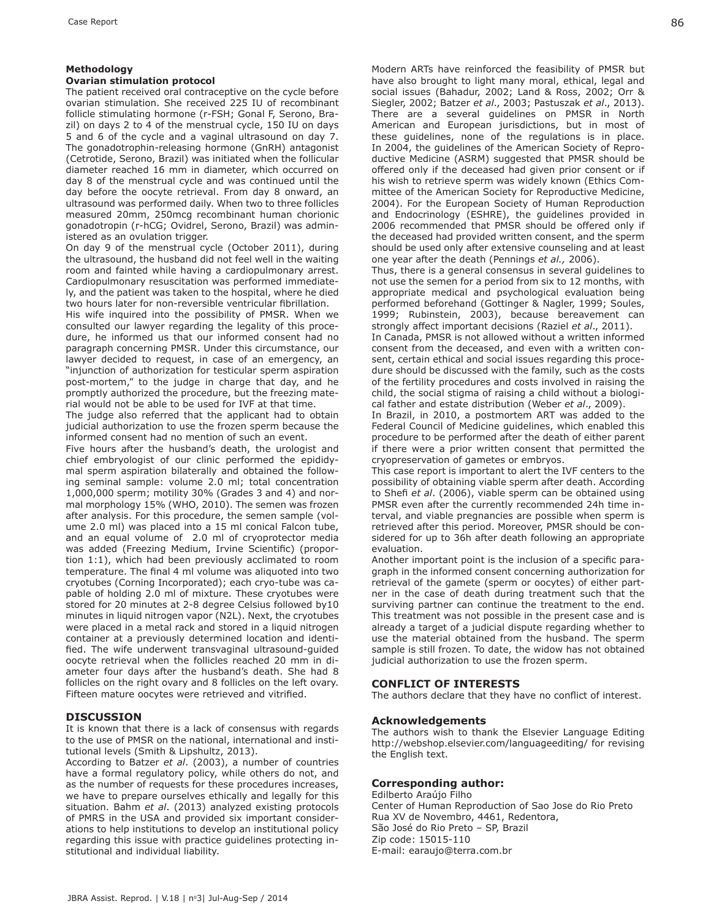## Methodology

### Ovarian stimulation protocol

The patient received oral contraceptive on the cycle before ovarian stimulation. She received 225 IU of recombinant follicle stimulating hormone (r-FSH; Gonal F, Serono, Brazil) on days 2 to 4 of the menstrual cycle, 150 IU on days 5 and 6 of the cycle and a vaginal ultrasound on day 7. The gonadotrophin-releasing hormone (GnRH) antagonist (Cetrotide, Serono, Brazil) was initiated when the follicular diameter reached 16 mm in diameter, which occurred on day 8 of the menstrual cycle and was continued until the day before the oocyte retrieval. From day 8 onward, an ultrasound was performed daily. When two to three follicles measured 20mm, 250mcg recombinant human chorionic gonadotropin (r-hCG; Ovidrel, Serono, Brazil) was administered as an ovulation trigger.

On day 9 of the menstrual cycle (October 2011), during the ultrasound, the husband did not feel well in the waiting room and fainted while having a cardiopulmonary arrest. Cardiopulmonary resuscitation was performed immediately, and the patient was taken to the hospital, where he died two hours later for non-reversible ventricular fibrillation.

His wife inquired into the possibility of PMSR. When we consulted our lawyer regarding the legality of this procedure, he informed us that our informed consent had no paragraph concerning PMSR. Under this circumstance, our lawyer decided to request, in case of an emergency, an "injunction of authorization for testicular sperm aspiration post-mortem," to the judge in charge that day, and he promptly authorized the procedure, but the freezing material would not be able to be used for IVF at that time.

The judge also referred that the applicant had to obtain judicial authorization to use the frozen sperm because the informed consent had no mention of such an event.

Five hours after the husband's death, the urologist and chief embryologist of our clinic performed the epididymal sperm aspiration bilaterally and obtained the following seminal sample: volume 2.0 ml; total concentration 1,000,000 sperm; motility 30% (Grades 3 and 4) and normal morphology 15% (WHO, 2010). The semen was frozen after analysis. For this procedure, the semen sample (volume 2.0 ml) was placed into a 15 ml conical Falcon tube, and an equal volume of 2.0 ml of cryoprotector media was added (Freezing Medium, Irvine Scientific) (proportion 1:1), which had been previously acclimated to room temperature. The final 4 ml volume was aliquoted into two cryotubes (Corning Incorporated); each cryo-tube was capable of holding 2.0 ml of mixture. These cryotubes were stored for 20 minutes at 2-8 degree Celsius followed by10 minutes in liquid nitrogen vapor (N2L). Next, the cryotubes were placed in a metal rack and stored in a liquid nitrogen container at a previously determined location and identified. The wife underwent transvaginal ultrasound-guided oocyte retrieval when the follicles reached 20 mm in diameter four days after the husband's death. She had 8 follicles on the right ovary and 8 follicles on the left ovary. Fifteen mature oocytes were retrieved and vitrified.

## DISCUSSION

It is known that there is a lack of consensus with regards to the use of PMSR on the national, international and institutional levels (Smith & Lipshultz, 2013).

According to Batzer *et al*. (2003), a number of countries have a formal regulatory policy, while others do not, and as the number of requests for these procedures increases, we have to prepare ourselves ethically and legally for this situation. Bahm *et al*. (2013) analyzed existing protocols of PMRS in the USA and provided six important considerations to help institutions to develop an institutional policy regarding this issue with practice guidelines protecting institutional and individual liability.

Modern ARTs have reinforced the feasibility of PMSR but have also brought to light many moral, ethical, legal and social issues (Bahadur, 2002; Land & Ross, 2002; Orr & Siegler, 2002; Batzer *et al*., 2003; Pastuszak *et al*., 2013). There are a several guidelines on PMSR in North American and European jurisdictions, but in most of these guidelines, none of the regulations is in place. In 2004, the guidelines of the American Society of Reproductive Medicine (ASRM) suggested that PMSR should be offered only if the deceased had given prior consent or if his wish to retrieve sperm was widely known (Ethics Committee of the American Society for Reproductive Medicine, 2004). For the European Society of Human Reproduction and Endocrinology (ESHRE), the guidelines provided in 2006 recommended that PMSR should be offered only if the deceased had provided written consent, and the sperm should be used only after extensive counseling and at least one year after the death (Pennings *et al.,* 2006).

Thus, there is a general consensus in several guidelines to not use the semen for a period from six to 12 months, with appropriate medical and psychological evaluation being performed beforehand (Gottinger & Nagler, 1999; Soules, 1999; Rubinstein, 2003), because bereavement can strongly affect important decisions (Raziel *et al*., 2011).

In Canada, PMSR is not allowed without a written informed consent from the deceased, and even with a written consent, certain ethical and social issues regarding this procedure should be discussed with the family, such as the costs of the fertility procedures and costs involved in raising the child, the social stigma of raising a child without a biological father and estate distribution (Weber *et al*., 2009).

In Brazil, in 2010, a postmortem ART was added to the Federal Council of Medicine guidelines, which enabled this procedure to be performed after the death of either parent if there were a prior written consent that permitted the cryopreservation of gametes or embryos.

This case report is important to alert the IVF centers to the possibility of obtaining viable sperm after death. According to Shefi *et al*. (2006), viable sperm can be obtained using PMSR even after the currently recommended 24h time interval, and viable pregnancies are possible when sperm is retrieved after this period. Moreover, PMSR should be considered for up to 36h after death following an appropriate evaluation.

Another important point is the inclusion of a specific paragraph in the informed consent concerning authorization for retrieval of the gamete (sperm or oocytes) of either partner in the case of death during treatment such that the surviving partner can continue the treatment to the end. This treatment was not possible in the present case and is already a target of a judicial dispute regarding whether to use the material obtained from the husband. The sperm sample is still frozen. To date, the widow has not obtained judicial authorization to use the frozen sperm.

## CONFLICT OF INTERESTS

The authors declare that they have no conflict of interest.

### Acknowledgements

The authors wish to thank the Elsevier Language Editing http://webshop.elsevier.com/languageediting/ for revising the English text.

### Corresponding author:

Edilberto Araújo Filho
Center of Human Reproduction of Sao Jose do Rio Preto
Rua XV de Novembro, 4461, Redentora,
São José do Rio Preto – SP, Brazil
Zip code: 15015-110
E-mail: earaujo@terra.com.br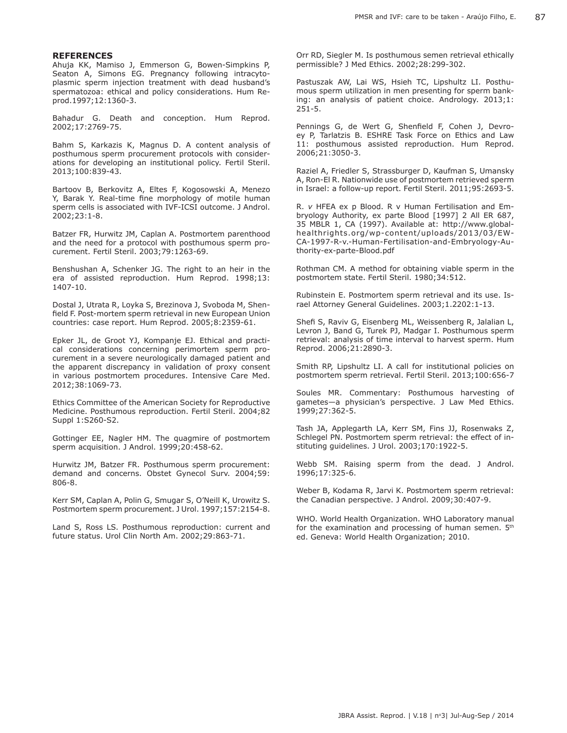## REFERENCES

Ahuja KK, Mamiso J, Emmerson G, Bowen-Simpkins P, Seaton A, Simons EG. Pregnancy following intracytoplasmic sperm injection treatment with dead husband's spermatozoa: ethical and policy considerations. Hum Reprod.1997;12:1360-3.

Bahadur G. Death and conception. Hum Reprod. 2002;17:2769-75.

Bahm S, Karkazis K, Magnus D. A content analysis of posthumous sperm procurement protocols with considerations for developing an institutional policy. Fertil Steril. 2013;100:839-43.

Bartoov B, Berkovitz A, Eltes F, Kogosowski A, Menezo Y, Barak Y. Real-time fine morphology of motile human sperm cells is associated with IVF-ICSI outcome. J Androl. 2002;23:1-8.

Batzer FR, Hurwitz JM, Caplan A. Postmortem parenthood and the need for a protocol with posthumous sperm procurement. Fertil Steril. 2003;79:1263-69.

Benshushan A, Schenker JG. The right to an heir in the era of assisted reproduction. Hum Reprod. 1998;13: 1407-10.

Dostal J, Utrata R, Loyka S, Brezinova J, Svoboda M, Shenfield F. Post-mortem sperm retrieval in new European Union countries: case report. Hum Reprod. 2005;8:2359-61.

Epker JL, de Groot YJ, Kompanje EJ. Ethical and practical considerations concerning perimortem sperm procurement in a severe neurologically damaged patient and the apparent discrepancy in validation of proxy consent in various postmortem procedures. Intensive Care Med. 2012;38:1069-73.

Ethics Committee of the American Society for Reproductive Medicine. Posthumous reproduction. Fertil Steril. 2004;82 Suppl 1:S260-S2.

Gottinger EE, Nagler HM. The quagmire of postmortem sperm acquisition. J Androl. 1999;20:458-62.

Hurwitz JM, Batzer FR. Posthumous sperm procurement: demand and concerns. Obstet Gynecol Surv. 2004;59: 806-8.

Kerr SM, Caplan A, Polin G, Smugar S, O'Neill K, Urowitz S. Postmortem sperm procurement. J Urol. 1997;157:2154-8.

Land S, Ross LS. Posthumous reproduction: current and future status. Urol Clin North Am. 2002;29:863-71.

Orr RD, Siegler M. Is posthumous semen retrieval ethically permissible? J Med Ethics. 2002;28:299-302.

Pastuszak AW, Lai WS, Hsieh TC, Lipshultz LI. Posthumous sperm utilization in men presenting for sperm banking: an analysis of patient choice. Andrology. 2013;1: 251-5.

Pennings G, de Wert G, Shenfield F, Cohen J, Devroey P, Tarlatzis B. ESHRE Task Force on Ethics and Law 11: posthumous assisted reproduction. Hum Reprod. 2006;21:3050-3.

Raziel A, Friedler S, Strassburger D, Kaufman S, Umansky A, Ron-El R. Nationwide use of postmortem retrieved sperm in Israel: a follow-up report. Fertil Steril. 2011;95:2693-5.

R. *v* HFEA ex p Blood. R v Human Fertilisation and Embryology Authority, ex parte Blood [1997] 2 All ER 687, 35 MBLR 1, CA (1997). Available at: http://www.globalhealthrights.org/wp-content/uploads/2013/03/EW-CA-1997-R-v.-Human-Fertilisation-and-Embryology-Authority-ex-parte-Blood.pdf

Rothman CM. A method for obtaining viable sperm in the postmortem state. Fertil Steril. 1980;34:512.

Rubinstein E. Postmortem sperm retrieval and its use. Israel Attorney General Guidelines. 2003;1.2202:1-13.

Shefi S, Raviv G, Eisenberg ML, Weissenberg R, Jalalian L, Levron J, Band G, Turek PJ, Madgar I. Posthumous sperm retrieval: analysis of time interval to harvest sperm. Hum Reprod. 2006;21:2890-3.

Smith RP, Lipshultz LI. A call for institutional policies on postmortem sperm retrieval. Fertil Steril. 2013;100:656-7

Soules MR. Commentary: Posthumous harvesting of gametes—a physician's perspective. J Law Med Ethics. 1999;27:362-5.

Tash JA, Applegarth LA, Kerr SM, Fins JJ, Rosenwaks Z, Schlegel PN. Postmortem sperm retrieval: the effect of instituting guidelines. J Urol. 2003;170:1922-5.

Webb SM. Raising sperm from the dead. J Androl. 1996;17:325-6.

Weber B, Kodama R, Jarvi K. Postmortem sperm retrieval: the Canadian perspective. J Androl. 2009;30:407-9.

WHO. World Health Organization. WHO Laboratory manual for the examination and processing of human semen. 5th ed. Geneva: World Health Organization; 2010.